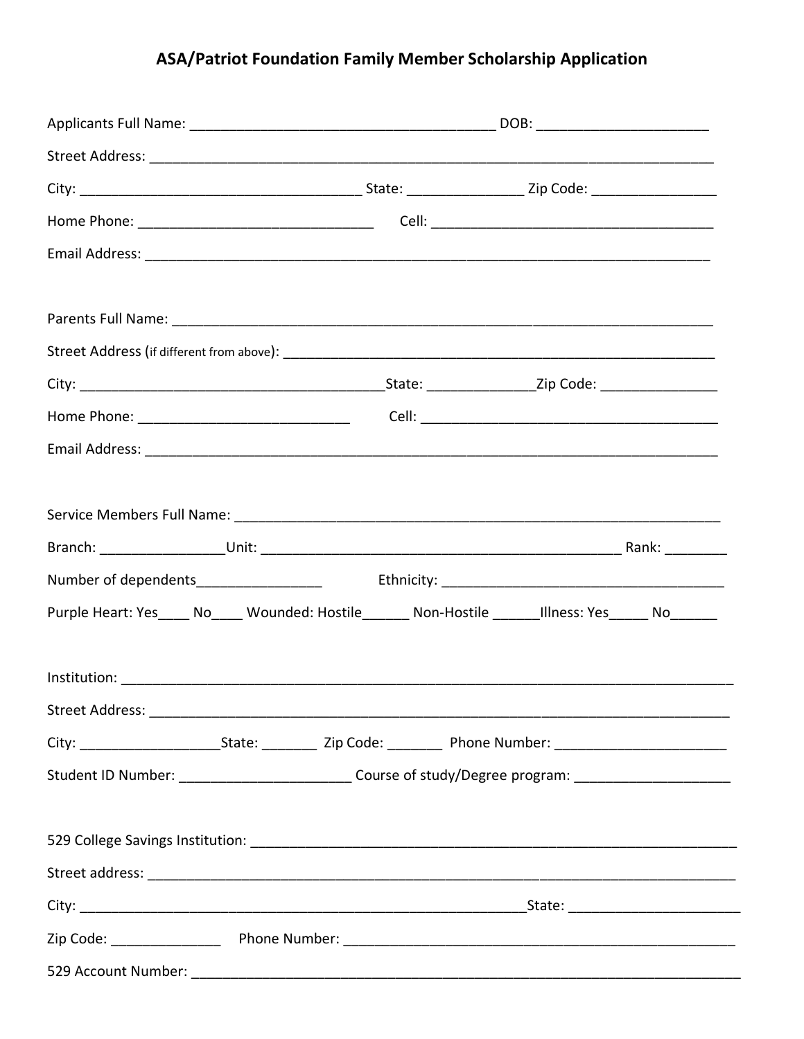# ASA/Patriot Foundation Family Member Scholarship Application

Applicants Full Name: ________________________________________ DOB: ______________________

Street Address: ___________________________________________________________________________

City: ____________________________________ State: _______________ Zip Code: ________________

Home Phone: ______________________________ Cell: ______________________________________

Email Address: ____________________________________________________________________________

Parents Full Name: _________________________________________________________________________

Street Address (if different from above): _______________________________________________________

City: ________________________________________State: ______________Zip Code: _______________

Home Phone: ___________________________ Cell: _______________________________________

Email Address: _____________________________________________________________________________

Service Members Full Name: ____________________________________________________________

Branch: ________________Unit: ______________________________________________ Rank: ________

Number of dependents________________ Ethnicity: _____________________________________

Purple Heart: Yes____ No____ Wounded: Hostile______ Non-Hostile ______Illness: Yes_____ No______

Institution: _________________________________________________________________________________

Street Address: ______________________________________________________________________________

City: __________________State: _______ Zip Code: _______ Phone Number: ______________________

Student ID Number: ______________________ Course of study/Degree program: ____________________

529 College Savings Institution: ____________________________________________________________

Street address: _______________________________________________________________________________

City: ___________________________________________________________State: ______________________

Zip Code: ______________ Phone Number: _____________________________________________________

529 Account Number: ___________________________________________________________________________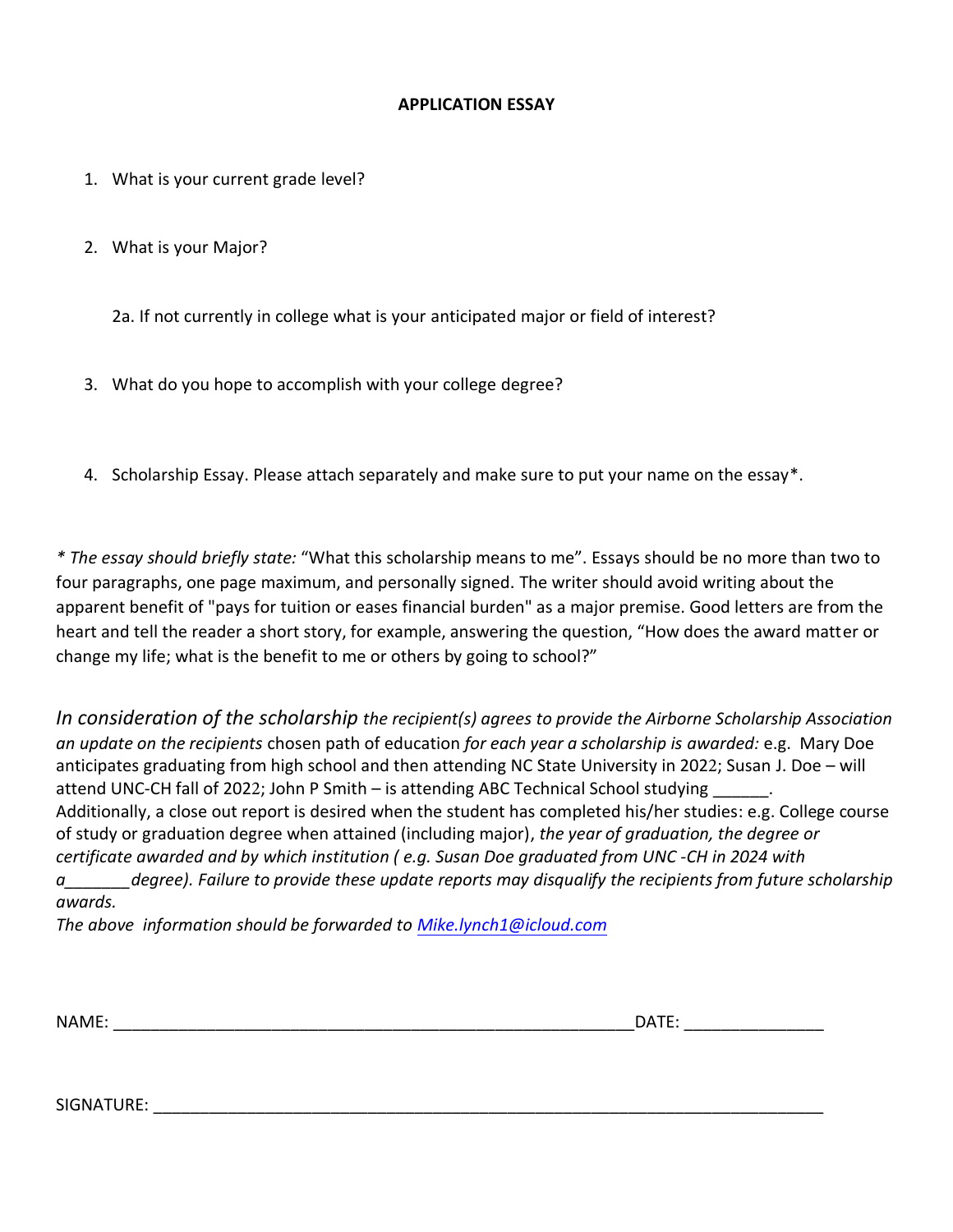**APPLICATION ESSAY**

1. What is your current grade level?

2. What is your Major?

   2a. If not currently in college what is your anticipated major or field of interest?

3. What do you hope to accomplish with your college degree?

4. Scholarship Essay. Please attach separately and make sure to put your name on the essay*.

*\* The essay should briefly state:* "What this scholarship means to me". Essays should be no more than two to four paragraphs, one page maximum, and personally signed. The writer should avoid writing about the apparent benefit of "pays for tuition or eases financial burden" as a major premise. Good letters are from the heart and tell the reader a short story, for example, answering the question, "How does the award matter or change my life; what is the benefit to me or others by going to school?"

*In consideration of the scholarship the recipient(s) agrees to provide the Airborne Scholarship Association an update on the recipients* chosen path of education *for each year a scholarship is awarded:* e.g. Mary Doe anticipates graduating from high school and then attending NC State University in 2022; Susan J. Doe – will attend UNC-CH fall of 2022; John P Smith – is attending ABC Technical School studying ______. Additionally, a close out report is desired when the student has completed his/her studies: e.g. College course of study or graduation degree when attained (including major), *the year of graduation, the degree or certificate awarded and by which institution ( e.g. Susan Doe graduated from UNC -CH in 2024 with a_______ degree). Failure to provide these update reports may disqualify the recipients from future scholarship awards.*

*The above information should be forwarded to [Mike.lynch1@icloud.com](mailto:Mike.lynch1@icloud.com)*

NAME: ________________________________________________________ DATE: _______________

SIGNATURE: ________________________________________________________________________